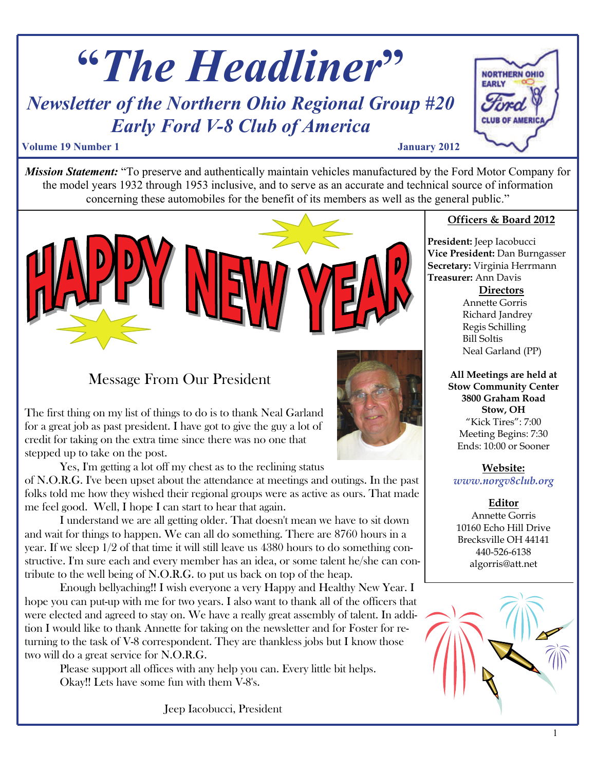# "The Headliner"

## *Newsletter of the Northern Ohio Regional Group #20*
## *Early Ford V-8 Club of America*

**Volume 19 Number 1** **January 2012**

***Mission Statement:*** "To preserve and authentically maintain vehicles manufactured by the Ford Motor Company for the model years 1932 through 1953 inclusive, and to serve as an accurate and technical source of information concerning these automobiles for the benefit of its members as well as the general public."

# HAPPY NEW YEAR

## Message From Our President

The first thing on my list of things to do is to thank Neal Garland for a great job as past president. I have got to give the guy a lot of credit for taking on the extra time since there was no one that stepped up to take on the post.

Yes, I'm getting a lot off my chest as to the reclining status of N.O.R.G. I've been upset about the attendance at meetings and outings. In the past folks told me how they wished their regional groups were as active as ours. That made me feel good. Well, I hope I can start to hear that again.

I understand we are all getting older. That doesn't mean we have to sit down and wait for things to happen. We can all do something. There are 8760 hours in a year. If we sleep 1/2 of that time it will still leave us 4380 hours to do something constructive. I'm sure each and every member has an idea, or some talent he/she can contribute to the well being of N.O.R.G. to put us back on top of the heap.

Enough bellyaching!! I wish everyone a very Happy and Healthy New Year. I hope you can put-up with me for two years. I also want to thank all of the officers that were elected and agreed to stay on. We have a really great assembly of talent. In addition I would like to thank Annette for taking on the newsletter and for Foster for returning to the task of V-8 correspondent. They are thankless jobs but I know those two will do a great service for N.O.R.G.

Please support all offices with any help you can. Every little bit helps.

Okay!! Lets have some fun with them V-8's.

Jeep Iacobucci, President

**Officers & Board 2012**

**President:** Jeep Iacobucci
**Vice President:** Dan Burngasser
**Secretary:** Virginia Herrmann
**Treasurer:** Ann Davis

**Directors**

Annette Gorris
Richard Jandrey
Regis Schilling
Bill Soltis
Neal Garland (PP)

**All Meetings are held at**
**Stow Community Center**
**3800 Graham Road**
**Stow, OH**
"Kick Tires": 7:00
Meeting Begins: 7:30
Ends: 10:00 or Sooner

**Website:**
*www.norgv8club.org*

**Editor**
Annette Gorris
10160 Echo Hill Drive
Brecksville OH 44141
440-526-6138
algorris@att.net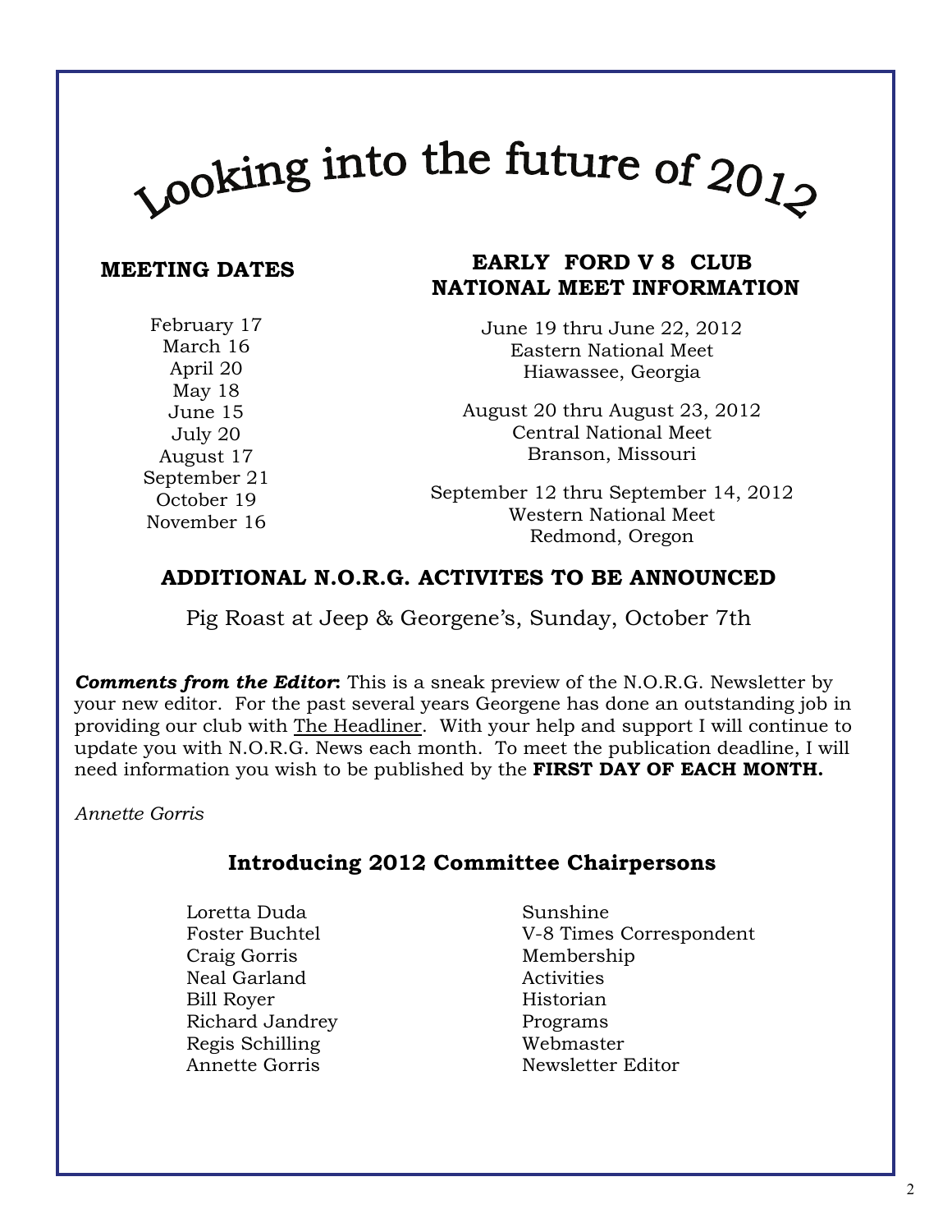# Looking into the future of 2012

## MEETING DATES

February 17
March 16
April 20
May 18
June 15
July 20
August 17
September 21
October 19
November 16

## EARLY FORD V 8 CLUB NATIONAL MEET INFORMATION

June 19 thru June 22, 2012
Eastern National Meet
Hiawassee, Georgia

August 20 thru August 23, 2012
Central National Meet
Branson, Missouri

September 12 thru September 14, 2012
Western National Meet
Redmond, Oregon

## ADDITIONAL N.O.R.G. ACTIVITES TO BE ANNOUNCED

Pig Roast at Jeep & Georgene's, Sunday, October 7th

***Comments from the Editor*:** This is a sneak preview of the N.O.R.G. Newsletter by your new editor. For the past several years Georgene has done an outstanding job in providing our club with The Headliner. With your help and support I will continue to update you with N.O.R.G. News each month. To meet the publication deadline, I will need information you wish to be published by the **FIRST DAY OF EACH MONTH.**

*Annette Gorris*

## Introducing 2012 Committee Chairpersons

| | |
|---|---|
| Loretta Duda | Sunshine |
| Foster Buchtel | V-8 Times Correspondent |
| Craig Gorris | Membership |
| Neal Garland | Activities |
| Bill Royer | Historian |
| Richard Jandrey | Programs |
| Regis Schilling | Webmaster |
| Annette Gorris | Newsletter Editor |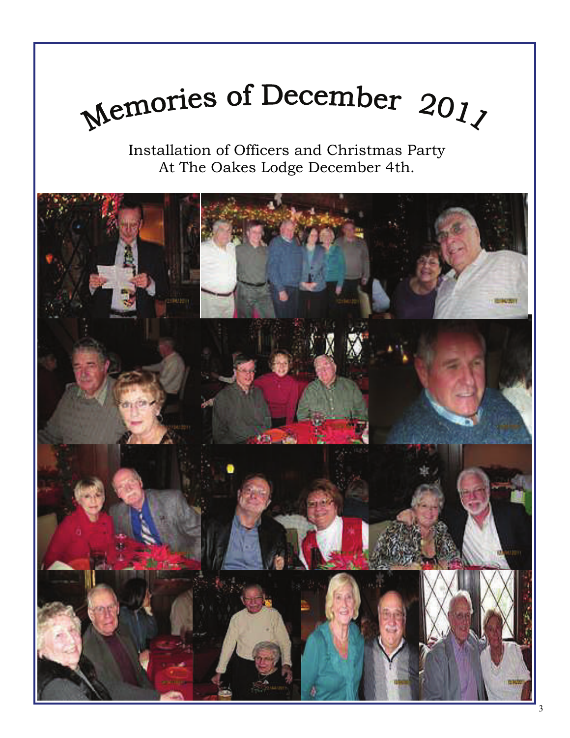# Memories of December 2011

Installation of Officers and Christmas Party
At The Oakes Lodge December 4th.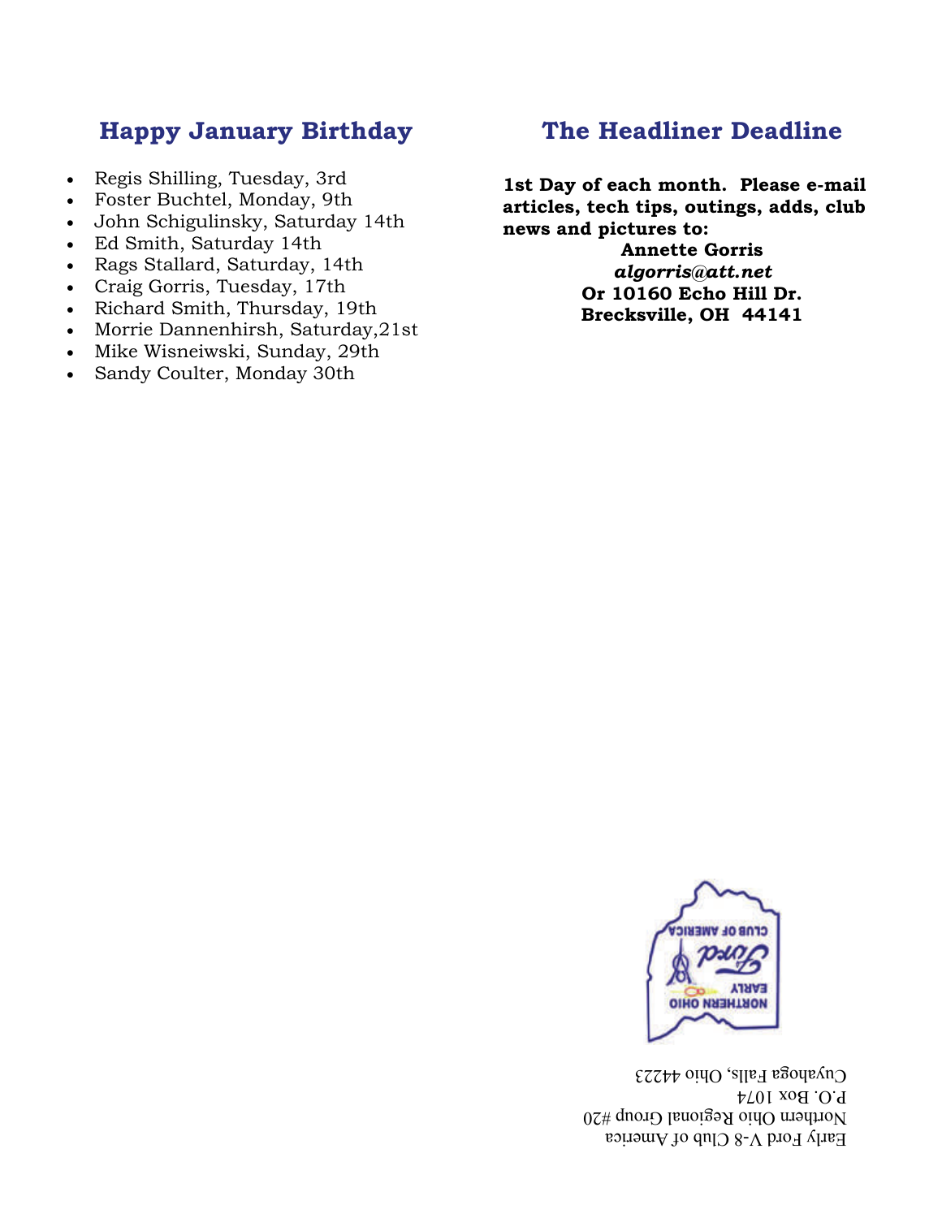## Happy January Birthday

- Regis Shilling, Tuesday, 3rd
- Foster Buchtel, Monday, 9th
- John Schigulinsky, Saturday 14th
- Ed Smith, Saturday 14th
- Rags Stallard, Saturday, 14th
- Craig Gorris, Tuesday, 17th
- Richard Smith, Thursday, 19th
- Morrie Dannenhirsh, Saturday,21st
- Mike Wisneiwski, Sunday, 29th
- Sandy Coulter, Monday 30th

## The Headliner Deadline

**1st Day of each month. Please e-mail articles, tech tips, outings, adds, club news and pictures to:**

**Annette Gorris**
***algorris@att.net***
**Or 10160 Echo Hill Dr.**
**Brecksville, OH 44141**

NORTHERN OHIO EARLY Ford CLUB OF AMERICA

Early Ford V-8 Club of America
Northern Ohio Regional Group #20
P.O. Box 1074
Cuyahoga Falls, Ohio 44223